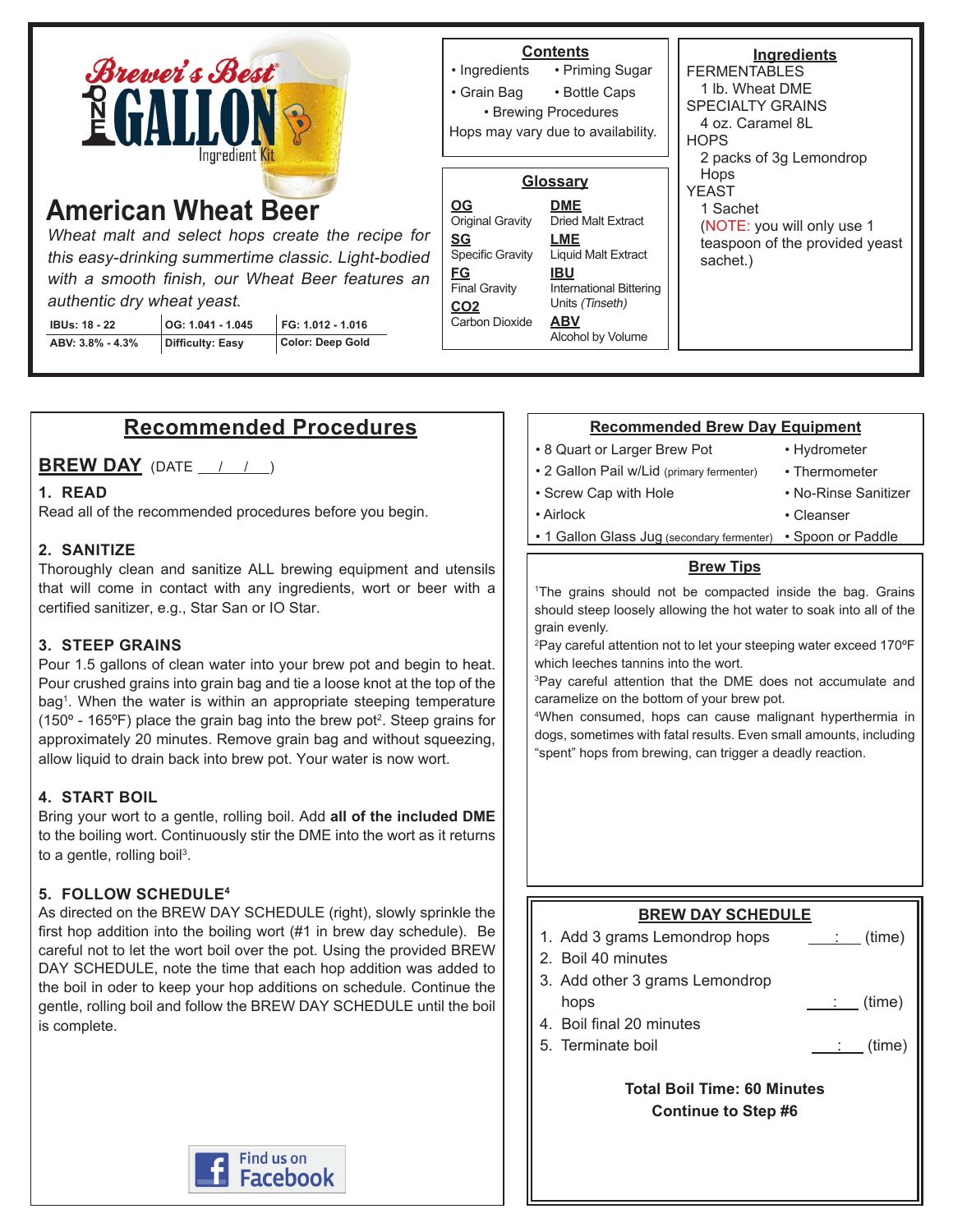Brewer's Best® ONE GALLON Ingredient Kit

# American Wheat Beer

*Wheat malt and select hops create the recipe for this easy-drinking summertime classic. Light-bodied with a smooth finish, our Wheat Beer features an authentic dry wheat yeast.*

| IBUs: 18 - 22 | OG: 1.041 - 1.045 | FG: 1.012 - 1.016 |
|---|---|---|
| ABV: 3.8% - 4.3% | Difficulty: Easy | Color: Deep Gold |

## Contents

- Ingredients
- Priming Sugar
- Grain Bag
- Bottle Caps
- Brewing Procedures

Hops may vary due to availability.

## Glossary

**OG** Original Gravity
**SG** Specific Gravity
**FG** Final Gravity
**CO2** Carbon Dioxide
**DME** Dried Malt Extract
**LME** Liquid Malt Extract
**IBU** International Bittering Units *(Tinseth)*
**ABV** Alcohol by Volume

## Ingredients

FERMENTABLES
1 lb. Wheat DME
SPECIALTY GRAINS
4 oz. Caramel 8L
HOPS
2 packs of 3g Lemondrop Hops
YEAST
1 Sachet
(NOTE: you will only use 1 teaspoon of the provided yeast sachet.)

## Recommended Procedures

### BREW DAY (DATE ___/___/___)

**1. READ**
Read all of the recommended procedures before you begin.

**2. SANITIZE**
Thoroughly clean and sanitize ALL brewing equipment and utensils that will come in contact with any ingredients, wort or beer with a certified sanitizer, e.g., Star San or IO Star.

**3. STEEP GRAINS**
Pour 1.5 gallons of clean water into your brew pot and begin to heat. Pour crushed grains into grain bag and tie a loose knot at the top of the bag[1]. When the water is within an appropriate steeping temperature (150º - 165ºF) place the grain bag into the brew pot[2]. Steep grains for approximately 20 minutes. Remove grain bag and without squeezing, allow liquid to drain back into brew pot. Your water is now wort.

**4. START BOIL**
Bring your wort to a gentle, rolling boil. Add **all of the included DME** to the boiling wort. Continuously stir the DME into the wort as it returns to a gentle, rolling boil[3].

**5. FOLLOW SCHEDULE[4]**
As directed on the BREW DAY SCHEDULE (right), slowly sprinkle the first hop addition into the boiling wort (#1 in brew day schedule). Be careful not to let the wort boil over the pot. Using the provided BREW DAY SCHEDULE, note the time that each hop addition was added to the boil in oder to keep your hop additions on schedule. Continue the gentle, rolling boil and follow the BREW DAY SCHEDULE until the boil is complete.

Find us on Facebook

## Recommended Brew Day Equipment

- 8 Quart or Larger Brew Pot
- 2 Gallon Pail w/Lid (primary fermenter)
- Screw Cap with Hole
- Airlock
- 1 Gallon Glass Jug (secondary fermenter)
- Hydrometer
- Thermometer
- No-Rinse Sanitizer
- Cleanser
- Spoon or Paddle

## Brew Tips

[1]The grains should not be compacted inside the bag. Grains should steep loosely allowing the hot water to soak into all of the grain evenly.
[2]Pay careful attention not to let your steeping water exceed 170ºF which leeches tannins into the wort.
[3]Pay careful attention that the DME does not accumulate and caramelize on the bottom of your brew pot.
[4]When consumed, hops can cause malignant hyperthermia in dogs, sometimes with fatal results. Even small amounts, including "spent" hops from brewing, can trigger a deadly reaction.

## BREW DAY SCHEDULE

1. Add 3 grams Lemondrop hops ___:___ (time)
2. Boil 40 minutes
3. Add other 3 grams Lemondrop hops ___:___ (time)
4. Boil final 20 minutes
5. Terminate boil ___:___ (time)

**Total Boil Time: 60 Minutes**
**Continue to Step #6**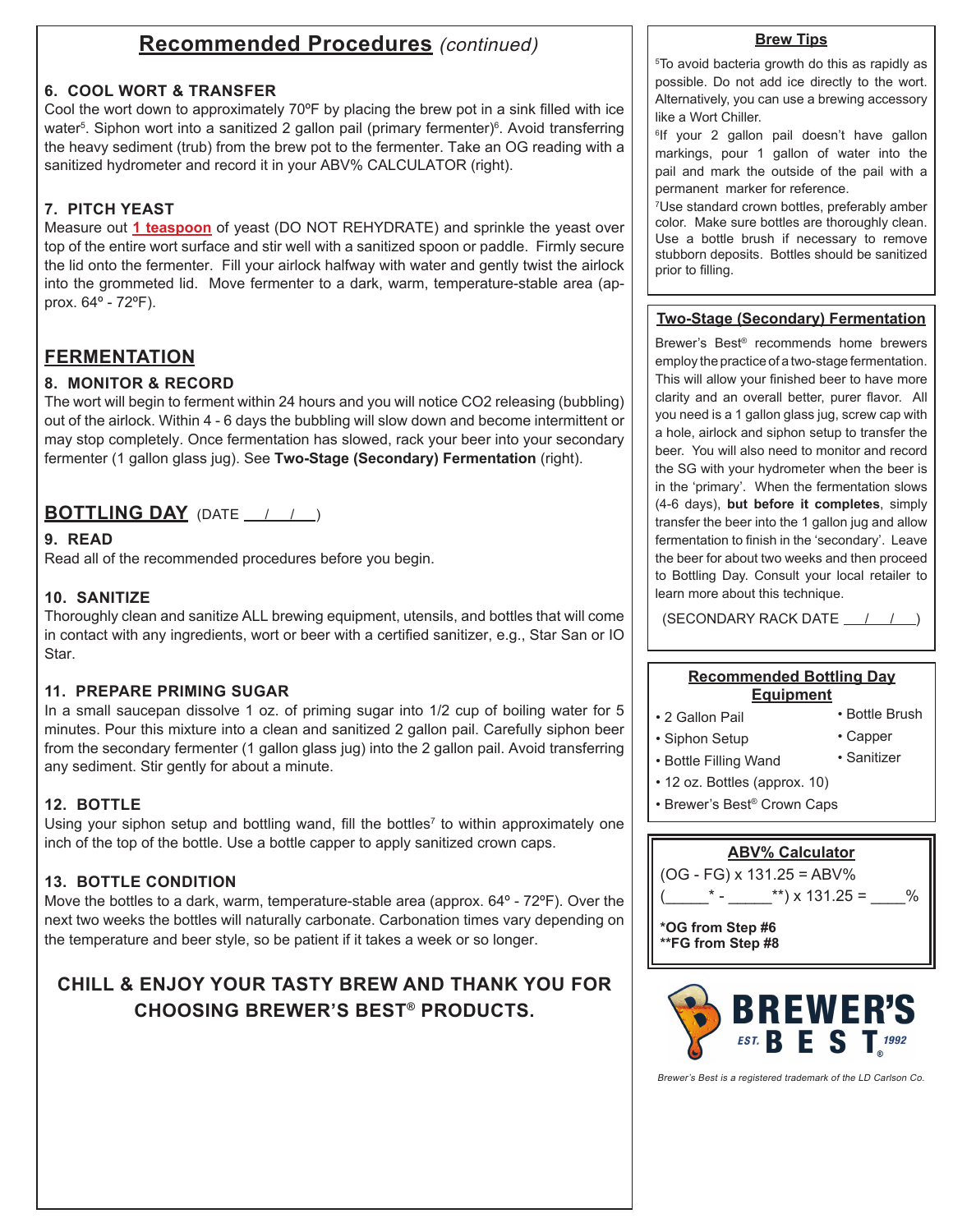# Recommended Procedures *(continued)*

### 6. COOL WORT & TRANSFER

Cool the wort down to approximately 70ºF by placing the brew pot in a sink filled with ice water[5]. Siphon wort into a sanitized 2 gallon pail (primary fermenter)[6]. Avoid transferring the heavy sediment (trub) from the brew pot to the fermenter. Take an OG reading with a sanitized hydrometer and record it in your ABV% CALCULATOR (right).

### 7. PITCH YEAST

Measure out **1 teaspoon** of yeast (DO NOT REHYDRATE) and sprinkle the yeast over top of the entire wort surface and stir well with a sanitized spoon or paddle. Firmly secure the lid onto the fermenter. Fill your airlock halfway with water and gently twist the airlock into the grommeted lid. Move fermenter to a dark, warm, temperature-stable area (approx. 64º - 72ºF).

## FERMENTATION

### 8. MONITOR & RECORD

The wort will begin to ferment within 24 hours and you will notice CO2 releasing (bubbling) out of the airlock. Within 4 - 6 days the bubbling will slow down and become intermittent or may stop completely. Once fermentation has slowed, rack your beer into your secondary fermenter (1 gallon glass jug). See **Two-Stage (Secondary) Fermentation** (right).

## BOTTLING DAY (DATE \_\_/\_\_/\_\_)

### 9. READ

Read all of the recommended procedures before you begin.

### 10. SANITIZE

Thoroughly clean and sanitize ALL brewing equipment, utensils, and bottles that will come in contact with any ingredients, wort or beer with a certified sanitizer, e.g., Star San or IO Star.

### 11. PREPARE PRIMING SUGAR

In a small saucepan dissolve 1 oz. of priming sugar into 1/2 cup of boiling water for 5 minutes. Pour this mixture into a clean and sanitized 2 gallon pail. Carefully siphon beer from the secondary fermenter (1 gallon glass jug) into the 2 gallon pail. Avoid transferring any sediment. Stir gently for about a minute.

### 12. BOTTLE

Using your siphon setup and bottling wand, fill the bottles[7] to within approximately one inch of the top of the bottle. Use a bottle capper to apply sanitized crown caps.

### 13. BOTTLE CONDITION

Move the bottles to a dark, warm, temperature-stable area (approx. 64º - 72ºF). Over the next two weeks the bottles will naturally carbonate. Carbonation times vary depending on the temperature and beer style, so be patient if it takes a week or so longer.

**CHILL & ENJOY YOUR TASTY BREW AND THANK YOU FOR CHOOSING BREWER'S BEST® PRODUCTS.**

## Brew Tips

[5]To avoid bacteria growth do this as rapidly as possible. Do not add ice directly to the wort. Alternatively, you can use a brewing accessory like a Wort Chiller.

[6]If your 2 gallon pail doesn't have gallon markings, pour 1 gallon of water into the pail and mark the outside of the pail with a permanent marker for reference.

[7]Use standard crown bottles, preferably amber color. Make sure bottles are thoroughly clean. Use a bottle brush if necessary to remove stubborn deposits. Bottles should be sanitized prior to filling.

## Two-Stage (Secondary) Fermentation

Brewer's Best® recommends home brewers employ the practice of a two-stage fermentation. This will allow your finished beer to have more clarity and an overall better, purer flavor. All you need is a 1 gallon glass jug, screw cap with a hole, airlock and siphon setup to transfer the beer. You will also need to monitor and record the SG with your hydrometer when the beer is in the 'primary'. When the fermentation slows (4-6 days), **but before it completes**, simply transfer the beer into the 1 gallon jug and allow fermentation to finish in the 'secondary'. Leave the beer for about two weeks and then proceed to Bottling Day. Consult your local retailer to learn more about this technique.

(SECONDARY RACK DATE \_\_/\_\_/\_\_)

## Recommended Bottling Day Equipment

- 2 Gallon Pail
- Siphon Setup
- Bottle Filling Wand
- 12 oz. Bottles (approx. 10)
- Brewer's Best® Crown Caps
- Bottle Brush
- Capper
- Sanitizer

## ABV% Calculator

(OG - FG) x 131.25 = ABV%

(\_\_\_\_\_* - \_\_\_\_\_**) x 131.25 = \_\_\_\_%

**\*OG from Step #6**
**\*\*FG from Step #8**

BREWER'S BEST EST. 1992

*Brewer's Best is a registered trademark of the LD Carlson Co.*